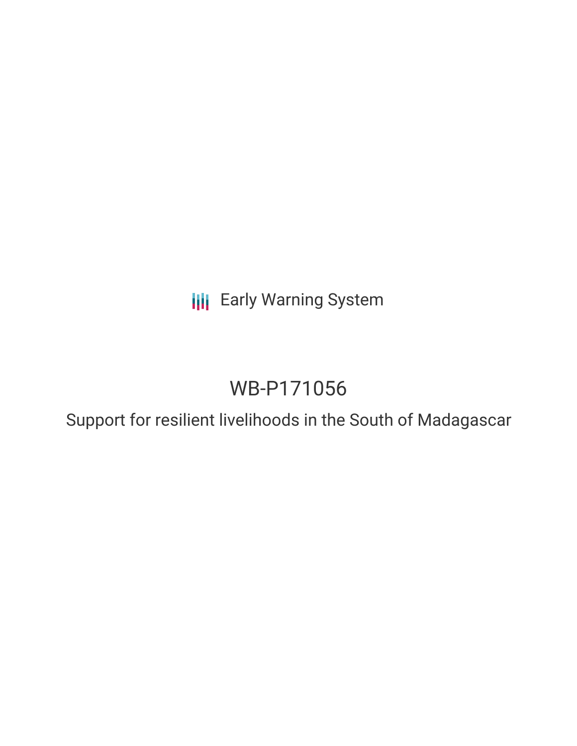Early Warning System

# WB-P171056

## Support for resilient livelihoods in the South of Madagascar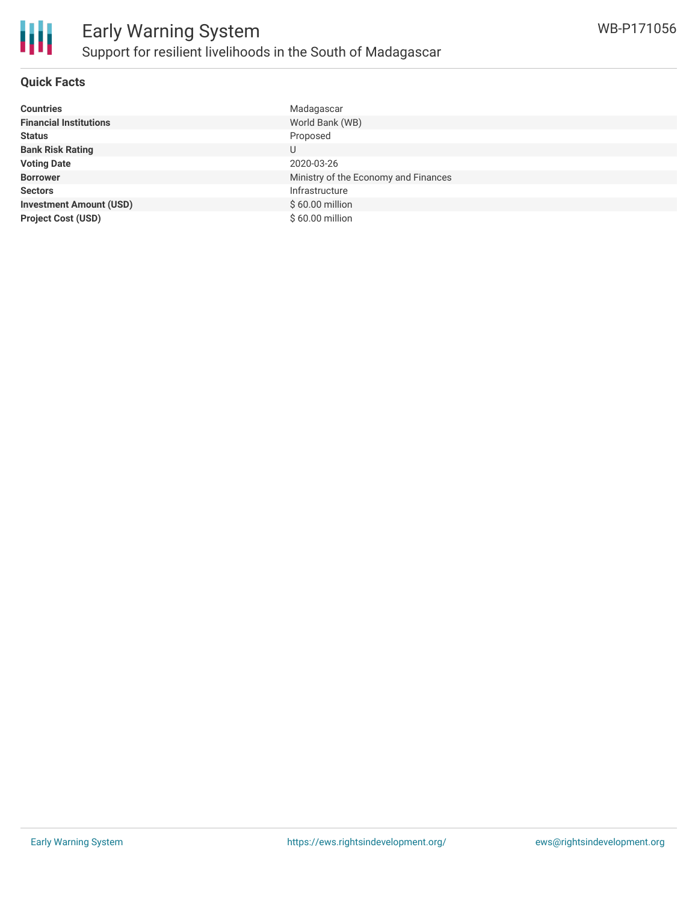# Early Warning System

## Support for resilient livelihoods in the South of Madagascar

WB-P171056

### Quick Facts

| | |
|---|---|
| **Countries** | Madagascar |
| **Financial Institutions** | World Bank (WB) |
| **Status** | Proposed |
| **Bank Risk Rating** | U |
| **Voting Date** | 2020-03-26 |
| **Borrower** | Ministry of the Economy and Finances |
| **Sectors** | Infrastructure |
| **Investment Amount (USD)** | $ 60.00 million |
| **Project Cost (USD)** | $ 60.00 million |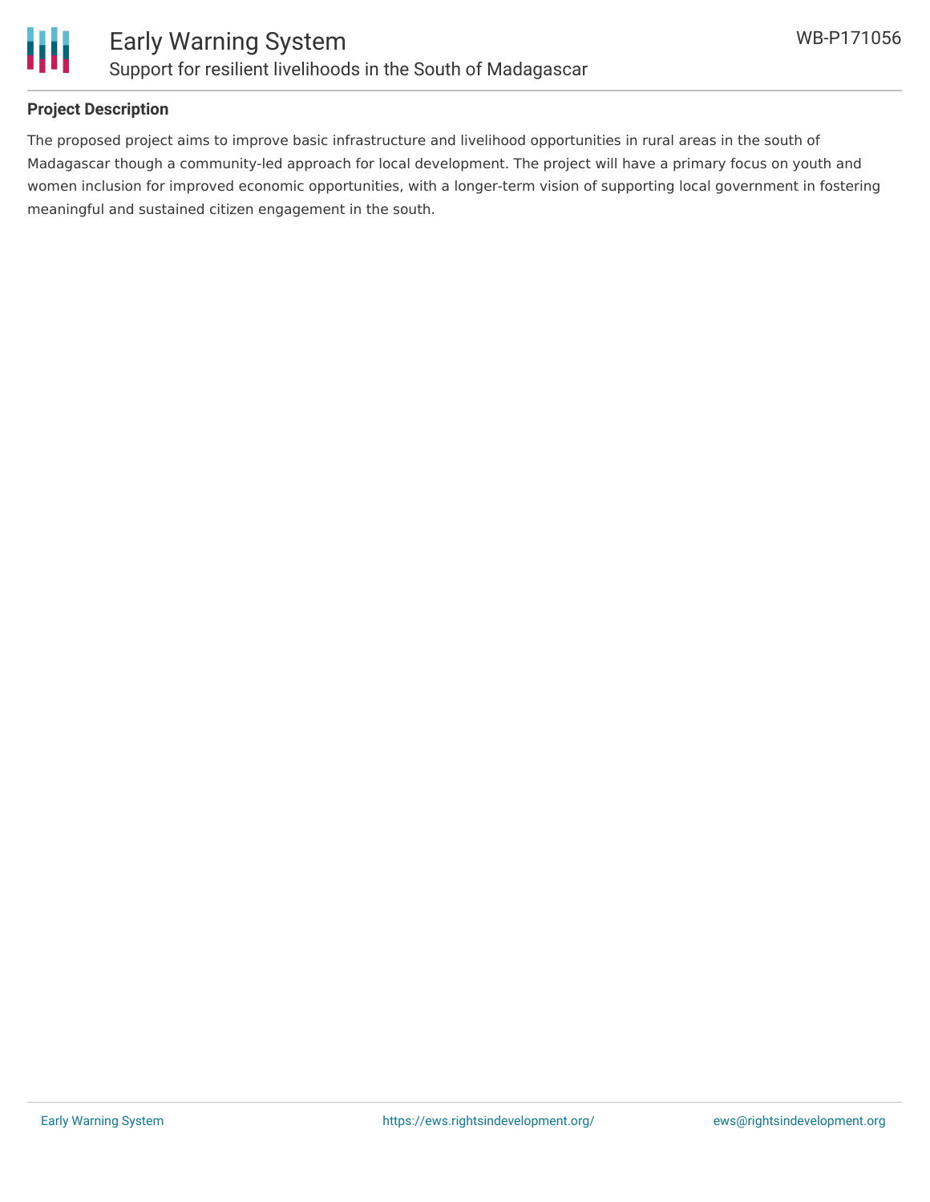**Project Description**

The proposed project aims to improve basic infrastructure and livelihood opportunities in rural areas in the south of Madagascar though a community-led approach for local development. The project will have a primary focus on youth and women inclusion for improved economic opportunities, with a longer-term vision of supporting local government in fostering meaningful and sustained citizen engagement in the south.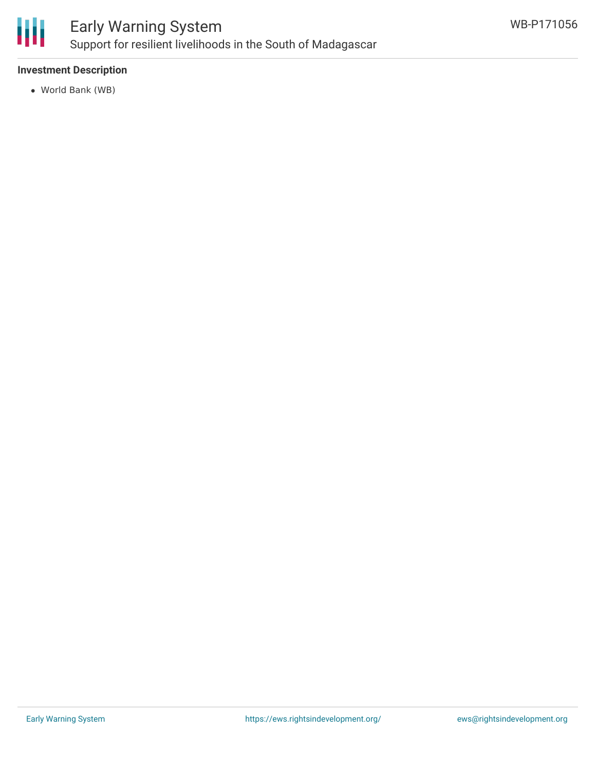**Investment Description**

- World Bank (WB)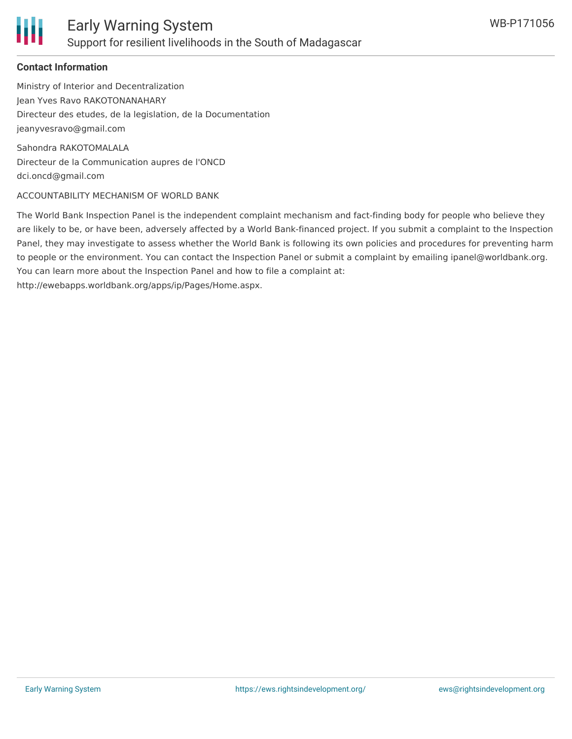### Contact Information

Ministry of Interior and Decentralization
Jean Yves Ravo RAKOTONANAHARY
Directeur des etudes, de la legislation, de la Documentation
jeanyvesravo@gmail.com

Sahondra RAKOTOMALALA
Directeur de la Communication aupres de l'ONCD
dci.oncd@gmail.com

ACCOUNTABILITY MECHANISM OF WORLD BANK

The World Bank Inspection Panel is the independent complaint mechanism and fact-finding body for people who believe they are likely to be, or have been, adversely affected by a World Bank-financed project. If you submit a complaint to the Inspection Panel, they may investigate to assess whether the World Bank is following its own policies and procedures for preventing harm to people or the environment. You can contact the Inspection Panel or submit a complaint by emailing ipanel@worldbank.org. You can learn more about the Inspection Panel and how to file a complaint at:
http://ewebapps.worldbank.org/apps/ip/Pages/Home.aspx.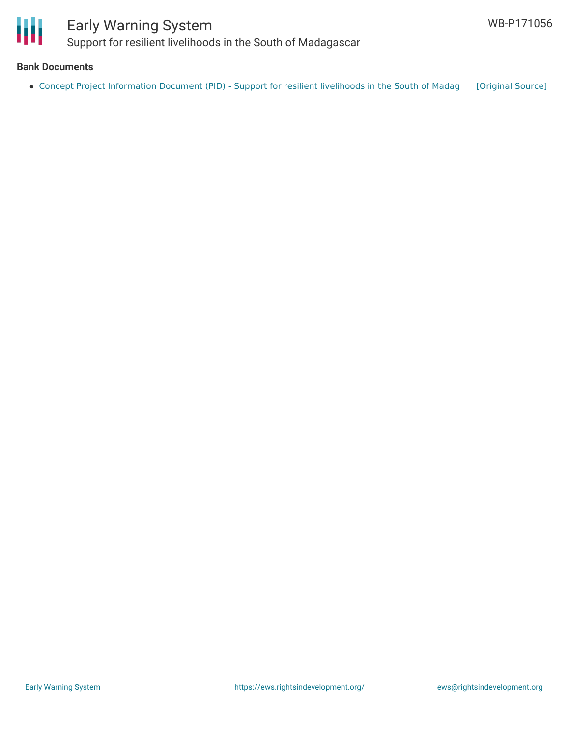## Bank Documents

- Concept Project Information Document (PID) - Support for resilient livelihoods in the South of Madag [Original Source]